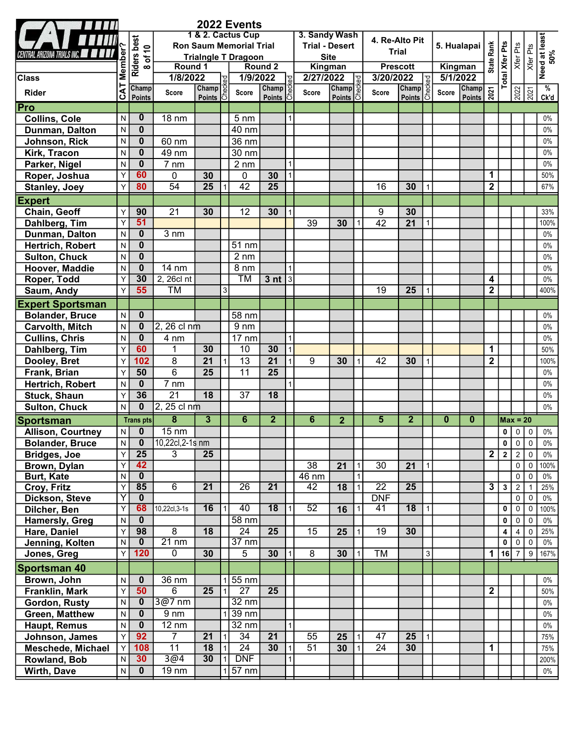# 2022 Events

CENTRAL ARIZONA TRIALS INC.

| Class / Rider | CAT Member? | Riders best 8 of 10 Champ Points | 1 & 2. Cactus Cup Ron Saum Memorial Trial Trialngle T Dragoon Round 1 1/8/2022 Score | Champ Points | Checked | Round 2 1/9/2022 Score | Champ Points | Checked | 3. Sandy Wash Trial - Desert Site Kingman 2/27/2022 Score | Champ Points | Checked | 4. Re-Alto Pit Trial Prescott 3/20/2022 Score | Champ Points | Checked | 5. Hualapai Kingman 5/1/2022 Score | Champ Points | State Rank 2021 | Total Xfer Pts | Xfer Pts 2022 | Xfer Pts 2021 | Need at least 50% % Ck'd |
|---|---|---|---|---|---|---|---|---|---|---|---|---|---|---|---|---|---|---|---|---|---|
| **Pro** | | | | | | | | | | | | | | | | | | | | | |
| Collins, Cole | N | 0 | 18 nm | | | 5 nm | | 1 | | | | | | | | | | | | | 0% |
| Dunman, Dalton | N | 0 | | | | 40 nm | | | | | | | | | | | | | | | 0% |
| Johnson, Rick | N | 0 | 60 nm | | | 36 nm | | | | | | | | | | | | | | | 0% |
| Kirk, Tracon | N | 0 | 49 nm | | | 30 nm | | | | | | | | | | | | | | | 0% |
| Parker, Nigel | N | 0 | 7 nm | | | 2 nm | | 1 | | | | | | | | | | | | | 0% |
| Roper, Joshua | Y | 60 | 0 | 30 | | 0 | 30 | 1 | | | | | | | | | 1 | | | | 50% |
| Stanley, Joey | Y | 80 | 54 | 25 | 1 | 42 | 25 | | | | | 16 | 30 | 1 | | | 2 | | | | 67% |
| **Expert** | | | | | | | | | | | | | | | | | | | | | |
| Chain, Geoff | Y | 90 | 21 | 30 | | 12 | 30 | 1 | | | | 9 | 30 | | | | | | | | 33% |
| Dahlberg, Tim | Y | 51 | | | | | | | 39 | 30 | 1 | 42 | 21 | 1 | | | | | | | 100% |
| Dunman, Dalton | N | 0 | 3 nm | | | | | | | | | | | | | | | | | | 0% |
| Hertrich, Robert | N | 0 | | | | 51 nm | | | | | | | | | | | | | | | 0% |
| Sulton, Chuck | N | 0 | | | | 2 nm | | | | | | | | | | | | | | | 0% |
| Hoover, Maddie | N | 0 | 14 nm | | | 8 nm | | 1 | | | | | | | | | | | | | 0% |
| Roper, Todd | Y | 30 | 2, 26cl nt | | | TM | 3 nt | 3 | | | | | | | | | 4 | | | | 0% |
| Saum, Andy | Y | 55 | TM | | 3 | | | | | | | 19 | 25 | 1 | | | 2 | | | | 400% |
| **Expert Sportsman** | | | | | | | | | | | | | | | | | | | | | |
| Bolander, Bruce | N | 0 | | | | 58 nm | | | | | | | | | | | | | | | 0% |
| Carvolth, Mitch | N | 0 | 2, 26 cl nm | | | 9 nm | | | | | | | | | | | | | | | 0% |
| Cullins, Chris | N | 0 | 4 nm | | | 17 nm | | 1 | | | | | | | | | | | | | 0% |
| Dahlberg, Tim | Y | 60 | 1 | 30 | | 10 | 30 | 1 | | | | | | | | | 1 | | | | 50% |
| Dooley, Bret | Y | 102 | 8 | 21 | 1 | 13 | 21 | 1 | 9 | 30 | 1 | 42 | 30 | 1 | | | 2 | | | | 100% |
| Frank, Brian | Y | 50 | 6 | 25 | | 11 | 25 | | | | | | | | | | | | | | 0% |
| Hertrich, Robert | N | 0 | 7 nm | | | | | 1 | | | | | | | | | | | | | 0% |
| Stuck, Shaun | Y | 36 | 21 | 18 | | 37 | 18 | | | | | | | | | | | | | | 0% |
| Sulton, Chuck | N | 0 | 2, 25 cl nm | | | | | | | | | | | | | | | | | | 0% |
| **Sportsman** | | Trans pts | 8 | 3 | | 6 | 2 | | 6 | 2 | | 5 | 2 | | 0 | 0 | | Max = 20 | | | |
| Allison, Courtney | N | 0 | 15 nm | | | | | | | | | | | | | | | 0 | 0 | 0 | 0% |
| Bolander, Bruce | N | 0 | 10,22cl,2-1s nm | | | | | | | | | | | | | | | 0 | 0 | 0 | 0% |
| Bridges, Joe | Y | 25 | 3 | 25 | | | | | | | | | | | | | 2 | 2 | 2 | 0 | 0% |
| Brown, Dylan | Y | 42 | | | | | | | 38 | 21 | 1 | 30 | 21 | 1 | | | | | 0 | 0 | 100% |
| Burt, Kate | N | 0 | | | | | | | 46 nm | | 1 | | | | | | | | 0 | 0 | 0% |
| Croy, Fritz | Y | 85 | 6 | 21 | | 26 | 21 | | 42 | 18 | 1 | 22 | 25 | | | | 3 | 3 | 2 | 1 | 25% |
| Dickson, Steve | Y | 0 | | | | | | | | | | DNF | | | | | | | 0 | 0 | 0% |
| Dilcher, Ben | Y | 68 | 10,22cl,3-1s | 16 | 1 | 40 | 18 | 1 | 52 | 16 | 1 | 41 | 18 | 1 | | | | 0 | 0 | 0 | 100% |
| Hamersly, Greg | N | 0 | | | | 58 nm | | | | | | | | | | | | 0 | 0 | 0 | 0% |
| Hare, Daniel | Y | 98 | 8 | 18 | | 24 | 25 | | 15 | 25 | 1 | 19 | 30 | | | | | 4 | 4 | 0 | 25% |
| Jenning, Kolten | N | 0 | 21 nm | | | 37 nm | | | | | | | | | | | | 0 | 0 | 0 | 0% |
| Jones, Greg | Y | 120 | 0 | 30 | | 5 | 30 | 1 | 8 | 30 | 1 | TM | | 3 | | | 1 | 16 | 7 | 9 | 167% |
| **Sportsman 40** | | | | | | | | | | | | | | | | | | | | | |
| Brown, John | N | 0 | 36 nm | | 1 | 55 nm | | | | | | | | | | | | | | | 0% |
| Franklin, Mark | Y | 50 | 6 | 25 | 1 | 27 | 25 | | | | | | | | | | 2 | | | | 50% |
| Gordon, Rusty | N | 0 | 3@7 nm | | | 32 nm | | | | | | | | | | | | | | | 0% |
| Green, Matthew | N | 0 | 9 nm | | 1 | 39 nm | | | | | | | | | | | | | | | 0% |
| Haupt, Remus | N | 0 | 12 nm | | | 32 nm | | 1 | | | | | | | | | | | | | 0% |
| Johnson, James | Y | 92 | 7 | 21 | 1 | 34 | 21 | | 55 | 25 | 1 | 47 | 25 | 1 | | | | | | | 75% |
| Meschede, Michael | Y | 108 | 11 | 18 | 1 | 24 | 30 | 1 | 51 | 30 | 1 | 24 | 30 | | | | 1 | | | | 75% |
| Rowland, Bob | N | 30 | 3@4 | 30 | 1 | DNF | | 1 | | | | | | | | | | | | | 200% |
| Wirth, Dave | N | 0 | 19 nm | | 1 | 57 nm | | | | | | | | | | | | | | | 0% |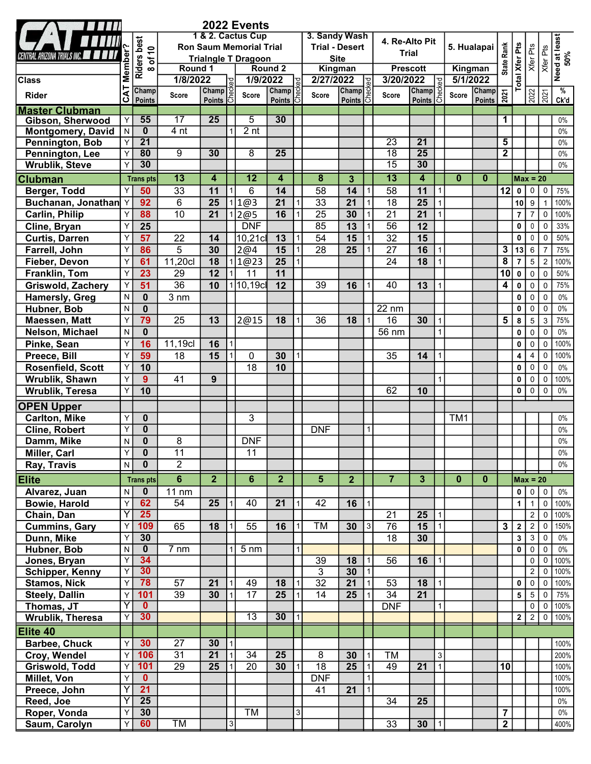# 2022 Events

CENTRAL ARIZONA TRIALS INC.

| Class / Rider | CAT Member? | Riders best 8 of 10 | 1 & 2. Cactus Cup Ron Saum Memorial Trial Trialngle T Dragoon | | | | | | 3. Sandy Wash Trial - Desert Site | | | 4. Re-Alto Pit Trial | | | 5. Hualapai | | State Rank | Total Xfer Pts | Xfer Pts | Xfer Pts | Need at least 50% |
|---|---|---|---|---|---|---|---|---|---|---|---|---|---|---|---|---|---|---|---|---|---|
| | | | Round 1 | | | Round 2 | | | Kingman | | | Prescott | | | Kingman | | | | | | |
| | | | 1/8/2022 | | | 1/9/2022 | | | 2/27/2022 | | | 3/20/2022 | | | 5/1/2022 | | | | | | |
| | | Champ Points | Score | Champ Points | Checked | Score | Champ Points | Checked | Score | Champ Points | Checked | Score | Champ Points | Checked | Score | Champ Points | 2021 | | 2022 | 2021 | % Ck'd |
| **Master Clubman** | | | | | | | | | | | | | | | | | | | | | |
| Gibson, Sherwood | Y | 55 | 17 | 25 | | 5 | 30 | | | | | | | | | | 1 | | | | 0% |
| Montgomery, David | N | 0 | 4 nt | | 1 | 2 nt | | | | | | | | | | | | | | | 0% |
| Pennington, Bob | Y | 21 | | | | | | | | | | 23 | 21 | | | | 5 | | | | 0% |
| Pennington, Lee | Y | 80 | 9 | 30 | | 8 | 25 | | | | | 18 | 25 | | | | 2 | | | | 0% |
| Wrublik, Steve | Y | 30 | | | | | | | | | | 15 | 30 | | | | | | | | 0% |
| **Clubman** | | Trans pts | 13 | 4 | | 12 | 4 | | 8 | 3 | | 13 | 4 | | 0 | 0 | Max = 20 | | | | |
| Berger, Todd | Y | 50 | 33 | 11 | 1 | 6 | 14 | | 58 | 14 | 1 | 58 | 11 | 1 | | | 12 | 0 | 0 | 0 | 75% |
| Buchanan, Jonathan | Y | 92 | 6 | 25 | 1 | 1@3 | 21 | 1 | 33 | 21 | 1 | 18 | 25 | 1 | | | | 10 | 9 | 1 | 100% |
| Carlin, Philip | Y | 88 | 10 | 21 | 1 | 2@5 | 16 | 1 | 25 | 30 | 1 | 21 | 21 | 1 | | | | 7 | 7 | 0 | 100% |
| Cline, Bryan | Y | 25 | | | | DNF | | | 85 | 13 | 1 | 56 | 12 | | | | | 0 | 0 | 0 | 33% |
| Curtis, Darren | Y | 57 | 22 | 14 | | 10,21cl | 13 | 1 | 54 | 15 | 1 | 32 | 15 | | | | | 0 | 0 | 0 | 50% |
| Farrell, John | Y | 86 | 5 | 30 | | 2@4 | 15 | 1 | 28 | 25 | 1 | 27 | 16 | 1 | | | 3 | 13 | 6 | 7 | 75% |
| Fieber, Devon | Y | 61 | 11,20cl | 18 | 1 | 1@23 | 25 | 1 | | | | 24 | 18 | 1 | | | 8 | 7 | 5 | 2 | 100% |
| Franklin, Tom | Y | 23 | 29 | 12 | 1 | 11 | 11 | | | | | | | | | | 10 | 0 | 0 | 0 | 50% |
| Griswold, Zachery | Y | 51 | 36 | 10 | 1 | 10,19cl | 12 | | 39 | 16 | 1 | 40 | 13 | 1 | | | 4 | 0 | 0 | 0 | 75% |
| Hamersly, Greg | N | 0 | 3 nm | | | | | | | | | | | | | | | 0 | 0 | 0 | 0% |
| Hubner, Bob | N | 0 | | | | | | | | | | 22 nm | | | | | | 0 | 0 | 0 | 0% |
| Maessen, Matt | Y | 79 | 25 | 13 | | 2@15 | 18 | 1 | 36 | 18 | 1 | 16 | 30 | 1 | | | 5 | 8 | 5 | 3 | 75% |
| Nelson, Michael | N | 0 | | | | | | | | | | 56 nm | | 1 | | | | 0 | 0 | 0 | 0% |
| Pinke, Sean | Y | 16 | 11,19cl | 16 | 1 | | | | | | | | | | | | | 0 | 0 | 0 | 100% |
| Preece, Bill | Y | 59 | 18 | 15 | 1 | 0 | 30 | 1 | | | | 35 | 14 | 1 | | | | 4 | 4 | 0 | 100% |
| Rosenfield, Scott | Y | 10 | | | | 18 | 10 | | | | | | | | | | | 0 | 0 | 0 | 0% |
| Wrublik, Shawn | Y | 9 | 41 | 9 | | | | | | | | | | 1 | | | | 0 | 0 | 0 | 100% |
| Wrublik, Teresa | Y | 10 | | | | | | | | | | 62 | 10 | | | | | 0 | 0 | 0 | 0% |
| **OPEN Upper** | | | | | | | | | | | | | | | | | | | | | |
| Carlton, Mike | Y | 0 | | | | 3 | | | | | | | | | TM1 | | | | | | 0% |
| Cline, Robert | Y | 0 | | | | | | | DNF | | 1 | | | | | | | | | | 0% |
| Damm, Mike | N | 0 | 8 | | | DNF | | | | | | | | | | | | | | | 0% |
| Miller, Carl | Y | 0 | 11 | | | 11 | | | | | | | | | | | | | | | 0% |
| Ray, Travis | N | 0 | 2 | | | | | | | | | | | | | | | | | | 0% |
| **Elite** | | Trans pts | 6 | 2 | | 6 | 2 | | 5 | 2 | | 7 | 3 | | 0 | 0 | Max = 20 | | | | |
| Alvarez, Juan | N | 0 | 11 nm | | | | | | | | | | | | | | | 0 | 0 | 0 | 0% |
| Bowie, Harold | Y | 62 | 54 | 25 | 1 | 40 | 21 | 1 | 42 | 16 | 1 | | | | | | | 1 | 1 | 0 | 100% |
| Chain, Dan | Y | 25 | | | | | | | | | | 21 | 25 | 1 | | | | | 2 | 0 | 100% |
| Cummins, Gary | Y | 109 | 65 | 18 | 1 | 55 | 16 | 1 | TM | 30 | 3 | 76 | 15 | 1 | | | 3 | 2 | 2 | 0 | 150% |
| Dunn, Mike | Y | 30 | | | | | | | | | | 18 | 30 | | | | | 3 | 3 | 0 | 0% |
| Hubner, Bob | N | 0 | 7 nm | | 1 | 5 nm | | 1 | | | | | | | | | | 0 | 0 | 0 | 0% |
| Jones, Bryan | Y | 34 | | | | | | | 39 | 18 | 1 | 56 | 16 | 1 | | | | | 0 | 0 | 100% |
| Schipper, Kenny | Y | 30 | | | | | | | 3 | 30 | 1 | | | | | | | | 2 | 0 | 100% |
| Stamos, Nick | Y | 78 | 57 | 21 | 1 | 49 | 18 | 1 | 32 | 21 | 1 | 53 | 18 | 1 | | | | 0 | 0 | 0 | 100% |
| Steely, Dallin | Y | 101 | 39 | 30 | 1 | 17 | 25 | 1 | 14 | 25 | 1 | 34 | 21 | | | | | 5 | 5 | 0 | 75% |
| Thomas, JT | Y | 0 | | | | | | | | | | DNF | | 1 | | | | | 0 | 0 | 100% |
| Wrublik, Theresa | Y | 30 | | | | 13 | 30 | 1 | | | | | | | | | | 2 | 2 | 0 | 100% |
| **Elite 40** | | | | | | | | | | | | | | | | | | | | | |
| Barbee, Chuck | Y | 30 | 27 | 30 | 1 | | | | | | | | | | | | | | | | 100% |
| Croy, Wendel | Y | 106 | 31 | 21 | 1 | 34 | 25 | | 8 | 30 | 1 | TM | | 3 | | | | | | | 200% |
| Griswold, Todd | Y | 101 | 29 | 25 | 1 | 20 | 30 | 1 | 18 | 25 | 1 | 49 | 21 | 1 | | | 10 | | | | 100% |
| Millet, Von | Y | 0 | | | | | | | DNF | | 1 | | | | | | | | | | 100% |
| Preece, John | Y | 21 | | | | | | | 41 | 21 | 1 | | | | | | | | | | 100% |
| Reed, Joe | Y | 25 | | | | | | | | | | 34 | 25 | | | | | | | | 0% |
| Roper, Vonda | Y | 30 | | | | TM | | 3 | | | | | | | | | 7 | | | | 0% |
| Saum, Carolyn | Y | 60 | TM | | 3 | | | | | | | 33 | 30 | 1 | | | 2 | | | | 400% |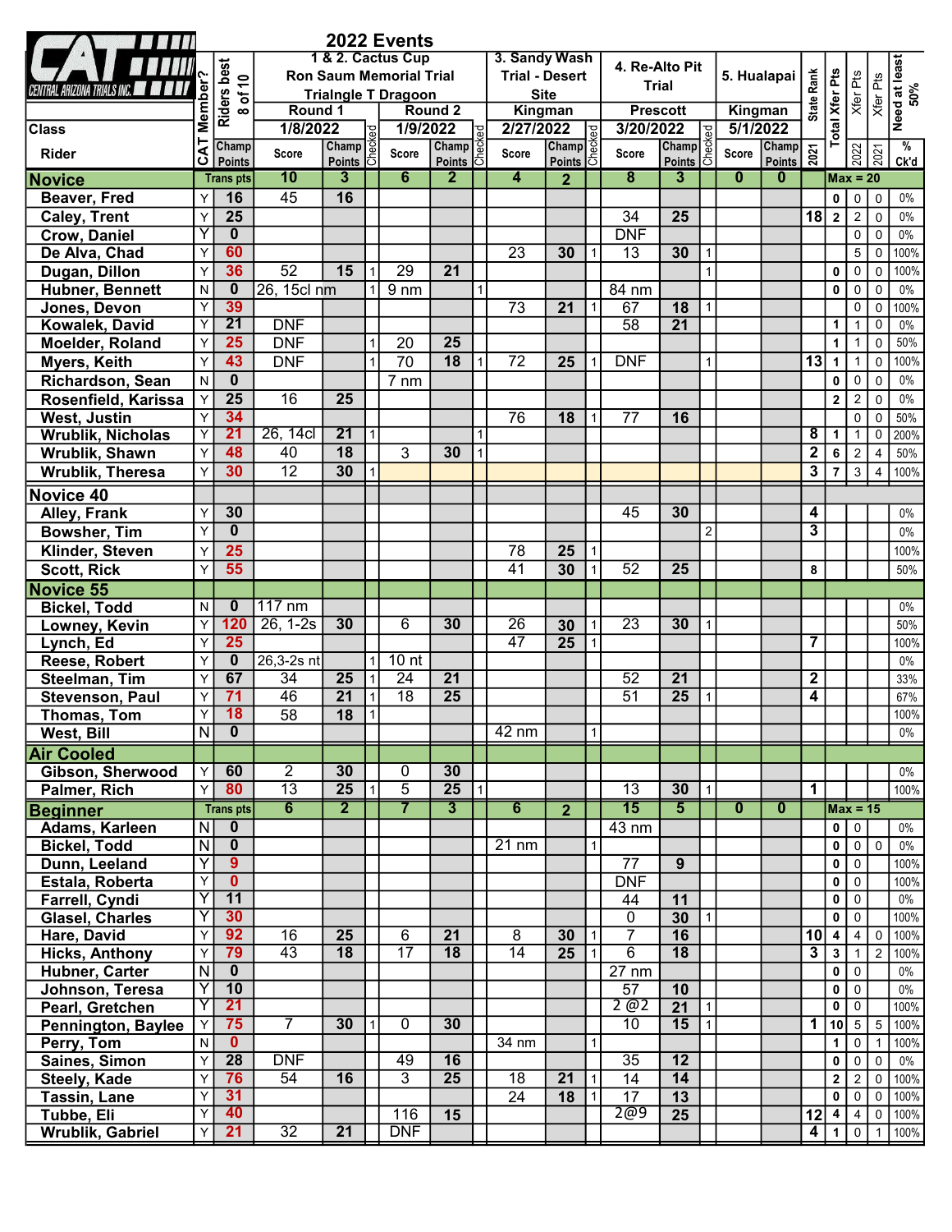# 2022 Events

CENTRAL ARIZONA TRIALS INC.

| Class / Rider | CAT Member? | Riders best 8 of 10 | 1 & 2. Cactus Cup Ron Saum Memorial Trial Trialngle T Dragoon Round 1 1/8/2022 | | | Round 2 1/9/2022 | | | 3. Sandy Wash Trial - Desert Site Kingman 2/27/2022 | | | 4. Re-Alto Pit Trial Prescott 3/20/2022 | | | 5. Hualapai Kingman 5/1/2022 | | State Rank | Total Xfer Pts | Xfer Pts | Xfer Pts | Need at least 50% |
|---|---|---|---|---|---|---|---|---|---|---|---|---|---|---|---|---|---|---|---|---|---|
| | | Champ Points | Score | Champ Points | Checked | Score | Champ Points | Checked | Score | Champ Points | Checked | Score | Champ Points | Checked | Score | Champ Points | 2021 | | 2022 | 2021 | % Ck'd |
| **Novice** | | Trans pts | 10 | 3 | | 6 | 2 | | 4 | 2 | | 8 | 3 | | 0 | 0 | | Max = 20 | | | |
| Beaver, Fred | Y | 16 | 45 | 16 | | | | | | | | | | | | | | 0 | 0 | 0 | 0% |
| Caley, Trent | Y | 25 | | | | | | | | | | 34 | 25 | | | | 18 | 2 | 2 | 0 | 0% |
| Crow, Daniel | Y | 0 | | | | | | | | | | DNF | | | | | | | 0 | 0 | 0% |
| De Alva, Chad | Y | 60 | | | | | | | 23 | 30 | 1 | 13 | 30 | 1 | | | | | 5 | 0 | 100% |
| Dugan, Dillon | Y | 36 | 52 | 15 | 1 | 29 | 21 | | | | | | | 1 | | | | 0 | 0 | 0 | 100% |
| Hubner, Bennett | N | 0 | 26, 15cl nm | | 1 | 9 nm | | 1 | | | | 84 nm | | | | | | 0 | 0 | 0 | 0% |
| Jones, Devon | Y | 39 | | | | | | | 73 | 21 | 1 | 67 | 18 | 1 | | | | | 0 | 0 | 100% |
| Kowalk, David | Y | 21 | DNF | | | | | | | | | 58 | 21 | | | | | 1 | 1 | 0 | 0% |
| Moelder, Roland | Y | 25 | DNF | | 1 | 20 | 25 | | | | | | | | | | | 1 | 1 | 0 | 50% |
| Myers, Keith | Y | 43 | DNF | | 1 | 70 | 18 | 1 | 72 | 25 | 1 | DNF | | 1 | | | 13 | 1 | 1 | 0 | 100% |
| Richardson, Sean | N | 0 | | | | 7 nm | | | | | | | | | | | | 0 | 0 | 0 | 0% |
| Rosenfield, Karissa | Y | 25 | 16 | 25 | | | | | | | | | | | | | | 2 | 2 | 0 | 0% |
| West, Justin | Y | 34 | | | | | | | 76 | 18 | 1 | 77 | 16 | | | | | | 0 | 0 | 50% |
| Wrublik, Nicholas | Y | 21 | 26, 14cl | 21 | 1 | | | 1 | | | | | | | | | 8 | 1 | 1 | 0 | 200% |
| Wrublik, Shawn | Y | 48 | 40 | 18 | | 3 | 30 | 1 | | | | | | | | | 2 | 6 | 2 | 4 | 50% |
| Wrublik, Theresa | Y | 30 | 12 | 30 | 1 | | | | | | | | | | | | 3 | 7 | 3 | 4 | 100% |
| **Novice 40** | | | | | | | | | | | | | | | | | | | | | |
| Alley, Frank | Y | 30 | | | | | | | | | | 45 | 30 | | | | 4 | | | | 0% |
| Bowsher, Tim | Y | 0 | | | | | | | | | | | | 2 | | | 3 | | | | 0% |
| Klinder, Steven | Y | 25 | | | | | | | 78 | 25 | 1 | | | | | | | | | | 100% |
| Scott, Rick | Y | 55 | | | | | | | 41 | 30 | 1 | 52 | 25 | | | | 8 | | | | 50% |
| **Novice 55** | | | | | | | | | | | | | | | | | | | | | |
| Bickel, Todd | N | 0 | 117 nm | | | | | | | | | | | | | | | | | | 0% |
| Lowney, Kevin | Y | 120 | 26, 1-2s | 30 | | 6 | 30 | | 26 | 30 | 1 | 23 | 30 | 1 | | | | | | | 50% |
| Lynch, Ed | Y | 25 | | | | | | | 47 | 25 | 1 | | | | | | 7 | | | | 100% |
| Reese, Robert | Y | 0 | 26,3-2s nt | | 1 | 10 nt | | | | | | | | | | | | | | | 0% |
| Steelman, Tim | Y | 67 | 34 | 25 | 1 | 24 | 21 | | | | | 52 | 21 | | | | 2 | | | | 33% |
| Stevenson, Paul | Y | 71 | 46 | 21 | 1 | 18 | 25 | | | | | 51 | 25 | 1 | | | 4 | | | | 67% |
| Thomas, Tom | Y | 18 | 58 | 18 | 1 | | | | | | | | | | | | | | | | 100% |
| West, Bill | N | 0 | | | | | | | 42 nm | | 1 | | | | | | | | | | 0% |
| **Air Cooled** | | | | | | | | | | | | | | | | | | | | | |
| Gibson, Sherwood | Y | 60 | 2 | 30 | | 0 | 30 | | | | | | | | | | | | | | 0% |
| Palmer, Rich | Y | 80 | 13 | 25 | 1 | 5 | 25 | 1 | | | | 13 | 30 | 1 | | | 1 | | | | 100% |
| **Beginner** | | Trans pts | 6 | 2 | | 7 | 3 | | 6 | 2 | | 15 | 5 | | 0 | 0 | | Max = 15 | | | |
| Adams, Karleen | N | 0 | | | | | | | | | | 43 nm | | | | | | 0 | 0 | | 0% |
| Bickel, Todd | N | 0 | | | | | | | 21 nm | | 1 | | | | | | | 0 | 0 | 0 | 0% |
| Dunn, Leeland | Y | 9 | | | | | | | | | | 77 | 9 | | | | | 0 | 0 | | 100% |
| Estala, Roberta | Y | 0 | | | | | | | | | | DNF | | | | | | 0 | 0 | | 100% |
| Farrell, Cyndi | Y | 11 | | | | | | | | | | 44 | 11 | | | | | 0 | 0 | | 0% |
| Glasel, Charles | Y | 30 | | | | | | | | | | 0 | 30 | 1 | | | | 0 | 0 | | 100% |
| Hare, David | Y | 92 | 16 | 25 | | 6 | 21 | | 8 | 30 | 1 | 7 | 16 | | | | 10 | 4 | 4 | 0 | 100% |
| Hicks, Anthony | Y | 79 | 43 | 18 | | 17 | 18 | | 14 | 25 | 1 | 6 | 18 | | | | 3 | 3 | 1 | 2 | 100% |
| Hubner, Carter | N | 0 | | | | | | | | | | 27 nm | | | | | | 0 | 0 | | 0% |
| Johnson, Teresa | Y | 10 | | | | | | | | | | 57 | 10 | | | | | 0 | 0 | | 0% |
| Pearl, Gretchen | Y | 21 | | | | | | | | | | 2 @2 | 21 | 1 | | | | 0 | 0 | | 100% |
| Pennington, Baylee | Y | 75 | 7 | 30 | 1 | 0 | 30 | | | | | 10 | 15 | 1 | | | 1 | 10 | 5 | 5 | 100% |
| Perry, Tom | N | 0 | | | | | | | 34 nm | | 1 | | | | | | | 1 | 0 | 1 | 100% |
| Saines, Simon | Y | 28 | DNF | | | 49 | 16 | | | | | 35 | 12 | | | | | 0 | 0 | 0 | 0% |
| Steely, Kade | Y | 76 | 54 | 16 | | 3 | 25 | | 18 | 21 | 1 | 14 | 14 | | | | | 2 | 2 | 0 | 100% |
| Tassin, Lane | Y | 31 | | | | | | | 24 | 18 | 1 | 17 | 13 | | | | | 0 | 0 | 0 | 100% |
| Tubbe, Eli | Y | 40 | | | | 116 | 15 | | | | | 2@9 | 25 | | | | 12 | 4 | 4 | 0 | 100% |
| Wrublik, Gabriel | Y | 21 | 32 | 21 | | DNF | | | | | | | | | | | 4 | 1 | 0 | 1 | 100% |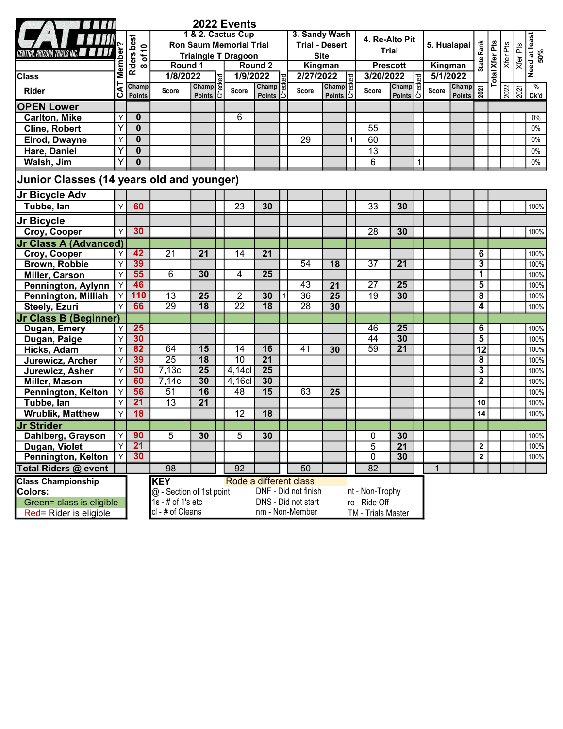# 2022 Events

| Class / Rider | CAT Member? | Riders best 8 of 10 Champ Points | 1 & 2. Cactus Cup Ron Saum Memorial Trial Trialngle T Dragoon Round 1 Kingman 1/8/2022 Score | Champ Points | Checked | Round 2 1/9/2022 Score | Champ Points | Checked | 3. Sandy Wash Trial - Desert Site Kingman 2/27/2022 Score | Champ Points | Checked | 4. Re-Alto Pit Trial Prescott 3/20/2022 Score | Champ Points | Checked | 5. Hualapai Kingman 5/1/2022 Score | Champ Points | State Rank 2021 | Total Xfer Pts | Xfer Pts 2022 | Xfer Pts 2021 | Need at least 50% % Ck'd |
|---|---|---|---|---|---|---|---|---|---|---|---|---|---|---|---|---|---|---|---|---|---|
| **OPEN Lower** | | | | | | | | | | | | | | | | | | | | | |
| Carlton, Mike | Y | 0 | | | | 6 | | | | | | | | | | | | | | | 0% |
| Cline, Robert | Y | 0 | | | | | | | | | | 55 | | | | | | | | | 0% |
| Elrod, Dwayne | Y | 0 | | | | | | | 29 | | 1 | 60 | | | | | | | | | 0% |
| Hare, Daniel | Y | 0 | | | | | | | | | | 13 | | | | | | | | | 0% |
| Walsh, Jim | Y | 0 | | | | | | | | | | 6 | | 1 | | | | | | | 0% |
| **Junior Classes (14 years old and younger)** | | | | | | | | | | | | | | | | | | | | | |
| **Jr Bicycle Adv** | | | | | | | | | | | | | | | | | | | | | |
| Tubbe, Ian | Y | 60 | | | | 23 | 30 | | | | | 33 | 30 | | | | | | | | 100% |
| **Jr Bicycle** | | | | | | | | | | | | | | | | | | | | | |
| Croy, Cooper | Y | 30 | | | | | | | | | | 28 | 30 | | | | | | | | 100% |
| **Jr Class A (Advanced)** | | | | | | | | | | | | | | | | | | | | | |
| Croy, Cooper | Y | 42 | 21 | 21 | | 14 | 21 | | | | | | | | | | 6 | | | | 100% |
| Brown, Robbie | Y | 39 | | | | | | | 54 | 18 | | 37 | 21 | | | | 3 | | | | 100% |
| Miller, Carson | Y | 55 | 6 | 30 | | 4 | 25 | | | | | | | | | | 1 | | | | 100% |
| Pennington, Aylynn | Y | 46 | | | | | | | 43 | 21 | | 27 | 25 | | | | 5 | | | | 100% |
| Pennington, Milliah | Y | 110 | 13 | 25 | | 2 | 30 | 1 | 36 | 25 | | 19 | 30 | | | | 8 | | | | 100% |
| Steely, Ezuri | Y | 66 | 29 | 18 | | 22 | 18 | | 28 | 30 | | | | | | | 4 | | | | 100% |
| **Jr Class B (Beginner)** | | | | | | | | | | | | | | | | | | | | | |
| Dugan, Emery | Y | 25 | | | | | | | | | | 46 | 25 | | | | 6 | | | | 100% |
| Dugan, Paige | Y | 30 | | | | | | | | | | 44 | 30 | | | | 5 | | | | 100% |
| Hicks, Adam | Y | 82 | 64 | 15 | | 14 | 16 | | 41 | 30 | | 59 | 21 | | | | 12 | | | | 100% |
| Jurewicz, Archer | Y | 39 | 25 | 18 | | 10 | 21 | | | | | | | | | | 8 | | | | 100% |
| Jurewicz, Asher | Y | 50 | 7,13cl | 25 | | 4,14cl | 25 | | | | | | | | | | 3 | | | | 100% |
| Miller, Mason | Y | 60 | 7,14cl | 30 | | 4,16cl | 30 | | | | | | | | | | 2 | | | | 100% |
| Pennington, Kelton | Y | 56 | 51 | 16 | | 48 | 15 | | 63 | 25 | | | | | | | | | | | 100% |
| Tubbe, Ian | Y | 21 | 13 | 21 | | | | | | | | | | | | | 10 | | | | 100% |
| Wrublik, Matthew | Y | 18 | | | | 12 | 18 | | | | | | | | | | 14 | | | | 100% |
| **Jr Strider** | | | | | | | | | | | | | | | | | | | | | |
| Dahlberg, Grayson | Y | 90 | 5 | 30 | | 5 | 30 | | | | | 0 | 30 | | | | | | | | 100% |
| Dugan, Violet | Y | 21 | | | | | | | | | | 5 | 21 | | | | 2 | | | | 100% |
| Pennington, Kelton | Y | 30 | | | | | | | | | | 0 | 30 | | | | 2 | | | | 100% |
| **Total Riders @ event** | | | 98 | | | 92 | | | 50 | | | 82 | | | 1 | | | | | | |

**Class Championship Colors:**
Green= class is eligible
Red= Rider is eligible

| KEY | Rode a different class | |
|---|---|---|
| @ - Section of 1st point | DNF - Did not finish | nt - Non-Trophy |
| 1s - # of 1's etc | DNS - Did not start | ro - Ride Off |
| cl - # of Cleans | nm - Non-Member | TM - Trials Master |